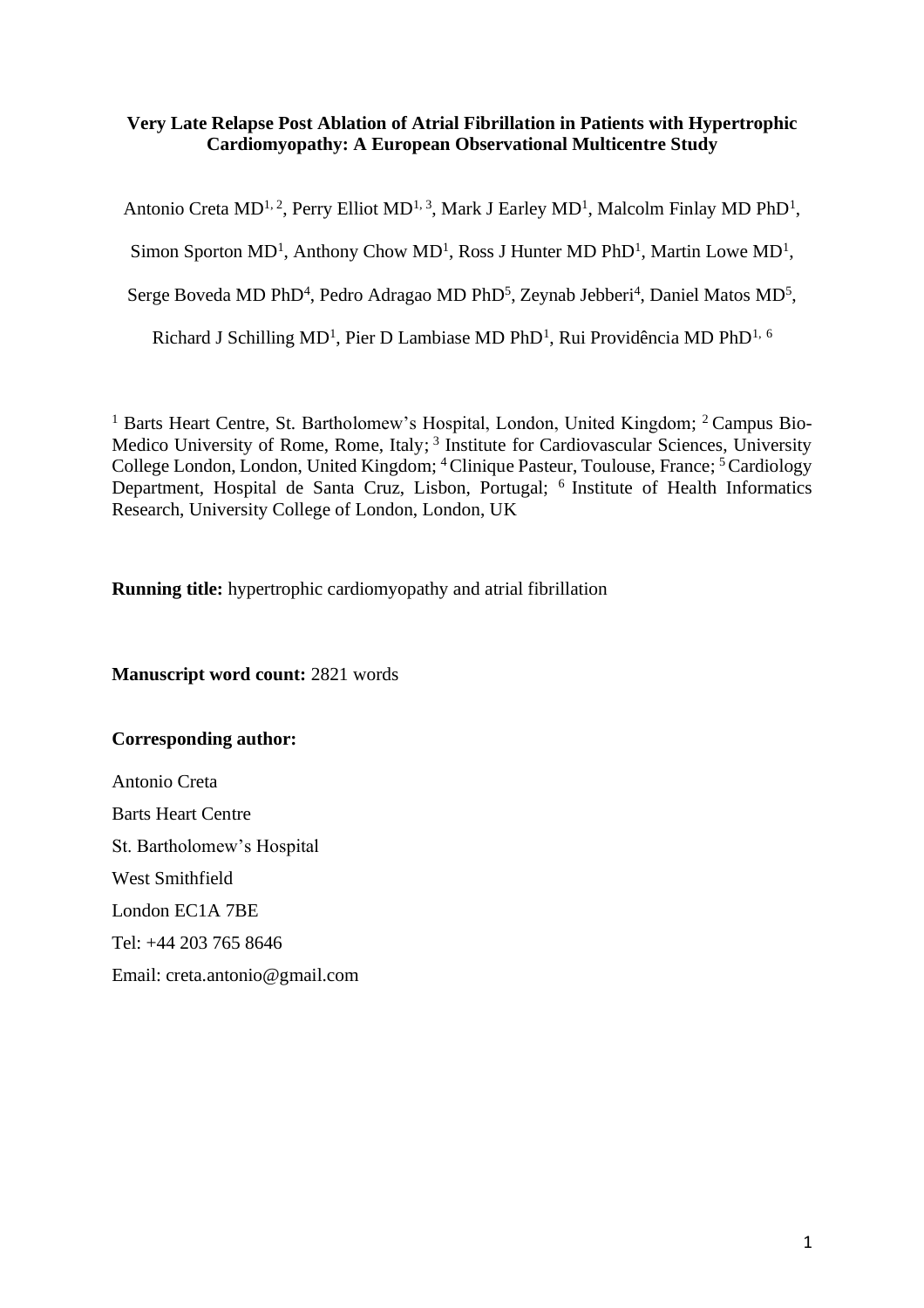**Very Late Relapse Post Ablation of Atrial Fibrillation in Patients with Hypertrophic Cardiomyopathy: A European Observational Multicentre Study**

Antonio Creta MD[1, 2], Perry Elliot MD[1, 3], Mark J Earley MD[1], Malcolm Finlay MD PhD[1], Simon Sporton MD[1], Anthony Chow MD[1], Ross J Hunter MD PhD[1], Martin Lowe MD[1], Serge Boveda MD PhD[4], Pedro Adragao MD PhD[5], Zeynab Jebberi[4], Daniel Matos MD[5], Richard J Schilling MD[1], Pier D Lambiase MD PhD[1], Rui Providência MD PhD[1, 6]

[1] Barts Heart Centre, St. Bartholomew's Hospital, London, United Kingdom; [2] Campus Bio-Medico University of Rome, Rome, Italy; [3] Institute for Cardiovascular Sciences, University College London, London, United Kingdom; [4] Clinique Pasteur, Toulouse, France; [5] Cardiology Department, Hospital de Santa Cruz, Lisbon, Portugal; [6] Institute of Health Informatics Research, University College of London, London, UK

**Running title:** hypertrophic cardiomyopathy and atrial fibrillation

**Manuscript word count:** 2821 words

**Corresponding author:**

Antonio Creta
Barts Heart Centre
St. Bartholomew's Hospital
West Smithfield
London EC1A 7BE
Tel: +44 203 765 8646
Email: creta.antonio@gmail.com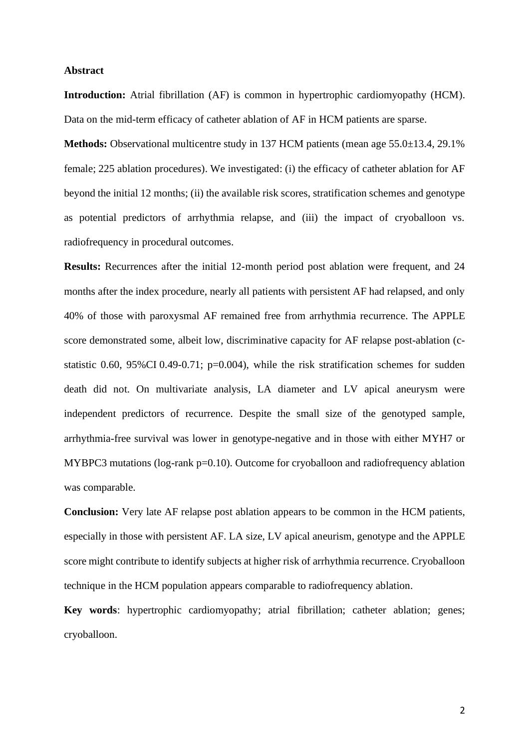## Abstract

**Introduction:** Atrial fibrillation (AF) is common in hypertrophic cardiomyopathy (HCM). Data on the mid-term efficacy of catheter ablation of AF in HCM patients are sparse.

**Methods:** Observational multicentre study in 137 HCM patients (mean age 55.0±13.4, 29.1% female; 225 ablation procedures). We investigated: (i) the efficacy of catheter ablation for AF beyond the initial 12 months; (ii) the available risk scores, stratification schemes and genotype as potential predictors of arrhythmia relapse, and (iii) the impact of cryoballoon vs. radiofrequency in procedural outcomes.

**Results:** Recurrences after the initial 12-month period post ablation were frequent, and 24 months after the index procedure, nearly all patients with persistent AF had relapsed, and only 40% of those with paroxysmal AF remained free from arrhythmia recurrence. The APPLE score demonstrated some, albeit low, discriminative capacity for AF relapse post-ablation (c-statistic 0.60, 95%CI 0.49-0.71; p=0.004), while the risk stratification schemes for sudden death did not. On multivariate analysis, LA diameter and LV apical aneurysm were independent predictors of recurrence. Despite the small size of the genotyped sample, arrhythmia-free survival was lower in genotype-negative and in those with either MYH7 or MYBPC3 mutations (log-rank p=0.10). Outcome for cryoballoon and radiofrequency ablation was comparable.

**Conclusion:** Very late AF relapse post ablation appears to be common in the HCM patients, especially in those with persistent AF. LA size, LV apical aneurism, genotype and the APPLE score might contribute to identify subjects at higher risk of arrhythmia recurrence. Cryoballoon technique in the HCM population appears comparable to radiofrequency ablation.

**Key words**: hypertrophic cardiomyopathy; atrial fibrillation; catheter ablation; genes; cryoballoon.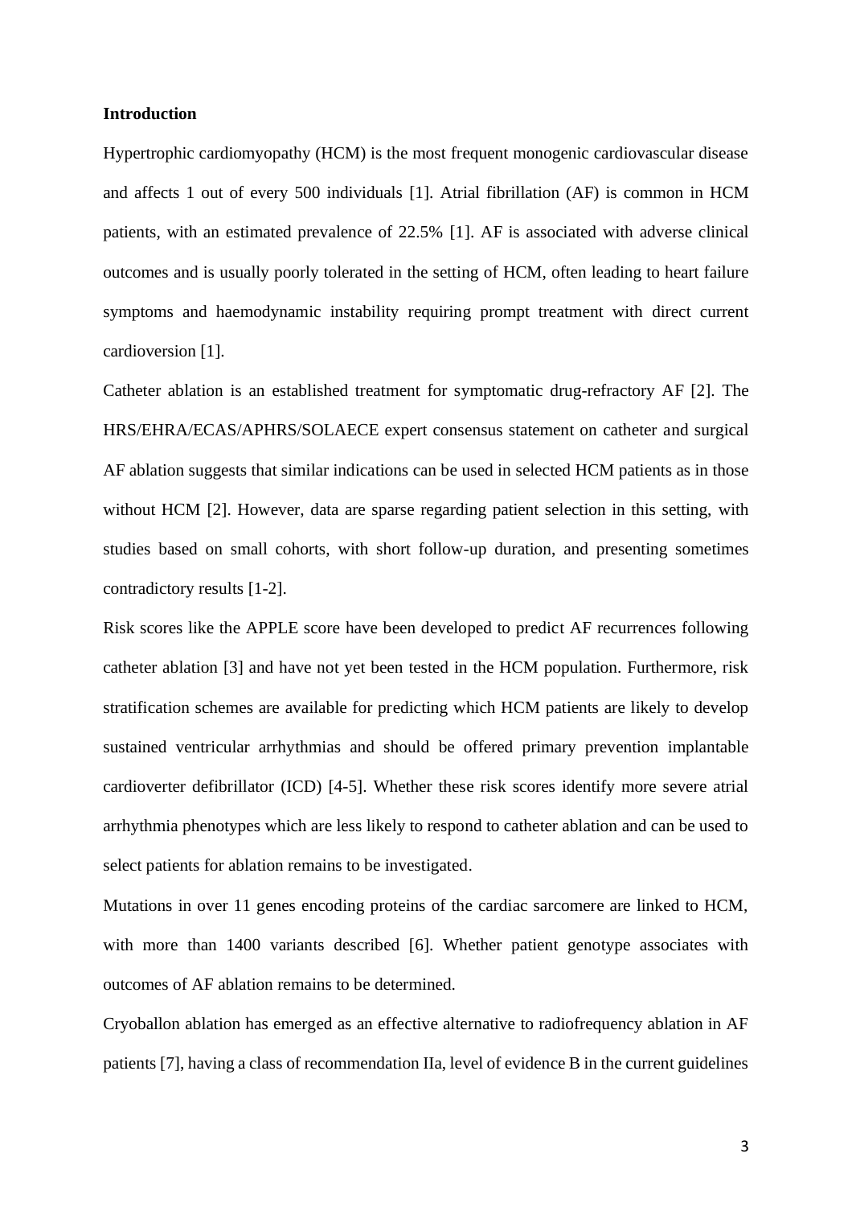## Introduction

Hypertrophic cardiomyopathy (HCM) is the most frequent monogenic cardiovascular disease and affects 1 out of every 500 individuals [1]. Atrial fibrillation (AF) is common in HCM patients, with an estimated prevalence of 22.5% [1]. AF is associated with adverse clinical outcomes and is usually poorly tolerated in the setting of HCM, often leading to heart failure symptoms and haemodynamic instability requiring prompt treatment with direct current cardioversion [1].

Catheter ablation is an established treatment for symptomatic drug-refractory AF [2]. The HRS/EHRA/ECAS/APHRS/SOLAECE expert consensus statement on catheter and surgical AF ablation suggests that similar indications can be used in selected HCM patients as in those without HCM [2]. However, data are sparse regarding patient selection in this setting, with studies based on small cohorts, with short follow-up duration, and presenting sometimes contradictory results [1-2].

Risk scores like the APPLE score have been developed to predict AF recurrences following catheter ablation [3] and have not yet been tested in the HCM population. Furthermore, risk stratification schemes are available for predicting which HCM patients are likely to develop sustained ventricular arrhythmias and should be offered primary prevention implantable cardioverter defibrillator (ICD) [4-5]. Whether these risk scores identify more severe atrial arrhythmia phenotypes which are less likely to respond to catheter ablation and can be used to select patients for ablation remains to be investigated.

Mutations in over 11 genes encoding proteins of the cardiac sarcomere are linked to HCM, with more than 1400 variants described [6]. Whether patient genotype associates with outcomes of AF ablation remains to be determined.

Cryoballon ablation has emerged as an effective alternative to radiofrequency ablation in AF patients [7], having a class of recommendation IIa, level of evidence B in the current guidelines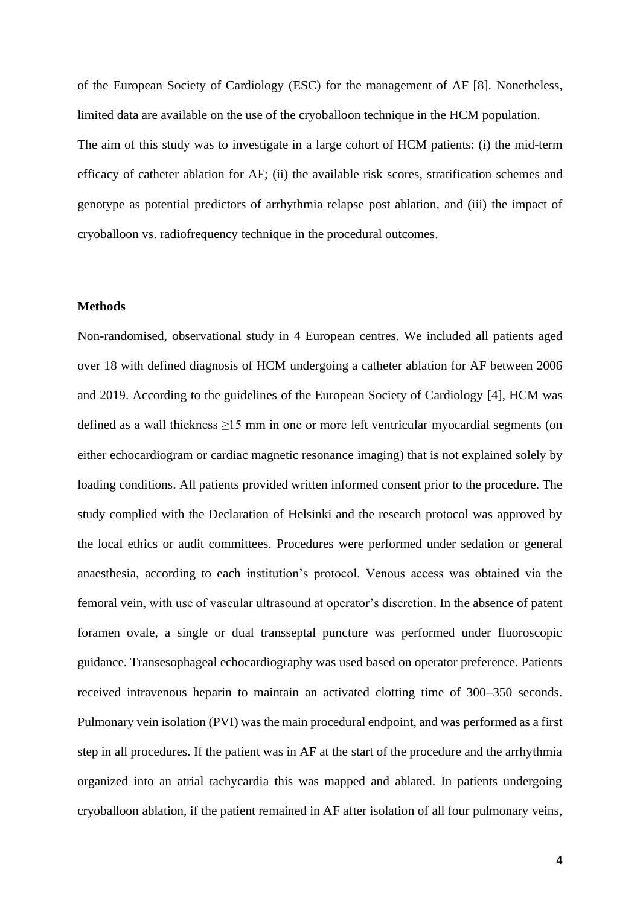of the European Society of Cardiology (ESC) for the management of AF [8]. Nonetheless, limited data are available on the use of the cryoballoon technique in the HCM population.

The aim of this study was to investigate in a large cohort of HCM patients: (i) the mid-term efficacy of catheter ablation for AF; (ii) the available risk scores, stratification schemes and genotype as potential predictors of arrhythmia relapse post ablation, and (iii) the impact of cryoballoon vs. radiofrequency technique in the procedural outcomes.

## Methods

Non-randomised, observational study in 4 European centres. We included all patients aged over 18 with defined diagnosis of HCM undergoing a catheter ablation for AF between 2006 and 2019. According to the guidelines of the European Society of Cardiology [4], HCM was defined as a wall thickness ≥15 mm in one or more left ventricular myocardial segments (on either echocardiogram or cardiac magnetic resonance imaging) that is not explained solely by loading conditions. All patients provided written informed consent prior to the procedure. The study complied with the Declaration of Helsinki and the research protocol was approved by the local ethics or audit committees. Procedures were performed under sedation or general anaesthesia, according to each institution's protocol. Venous access was obtained via the femoral vein, with use of vascular ultrasound at operator's discretion. In the absence of patent foramen ovale, a single or dual transseptal puncture was performed under fluoroscopic guidance. Transesophageal echocardiography was used based on operator preference. Patients received intravenous heparin to maintain an activated clotting time of 300–350 seconds. Pulmonary vein isolation (PVI) was the main procedural endpoint, and was performed as a first step in all procedures. If the patient was in AF at the start of the procedure and the arrhythmia organized into an atrial tachycardia this was mapped and ablated. In patients undergoing cryoballoon ablation, if the patient remained in AF after isolation of all four pulmonary veins,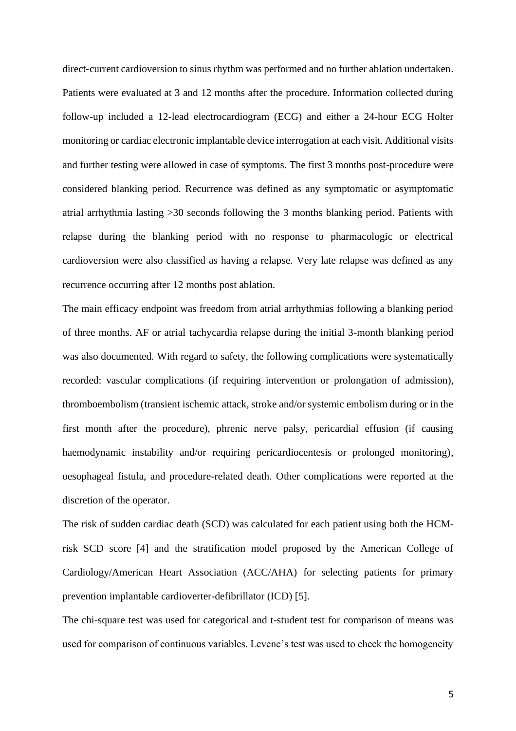direct-current cardioversion to sinus rhythm was performed and no further ablation undertaken. Patients were evaluated at 3 and 12 months after the procedure. Information collected during follow-up included a 12-lead electrocardiogram (ECG) and either a 24-hour ECG Holter monitoring or cardiac electronic implantable device interrogation at each visit. Additional visits and further testing were allowed in case of symptoms. The first 3 months post-procedure were considered blanking period. Recurrence was defined as any symptomatic or asymptomatic atrial arrhythmia lasting >30 seconds following the 3 months blanking period. Patients with relapse during the blanking period with no response to pharmacologic or electrical cardioversion were also classified as having a relapse. Very late relapse was defined as any recurrence occurring after 12 months post ablation.

The main efficacy endpoint was freedom from atrial arrhythmias following a blanking period of three months. AF or atrial tachycardia relapse during the initial 3-month blanking period was also documented. With regard to safety, the following complications were systematically recorded: vascular complications (if requiring intervention or prolongation of admission), thromboembolism (transient ischemic attack, stroke and/or systemic embolism during or in the first month after the procedure), phrenic nerve palsy, pericardial effusion (if causing haemodynamic instability and/or requiring pericardiocentesis or prolonged monitoring), oesophageal fistula, and procedure-related death. Other complications were reported at the discretion of the operator.

The risk of sudden cardiac death (SCD) was calculated for each patient using both the HCM-risk SCD score [4] and the stratification model proposed by the American College of Cardiology/American Heart Association (ACC/AHA) for selecting patients for primary prevention implantable cardioverter-defibrillator (ICD) [5].

The chi-square test was used for categorical and t-student test for comparison of means was used for comparison of continuous variables. Levene's test was used to check the homogeneity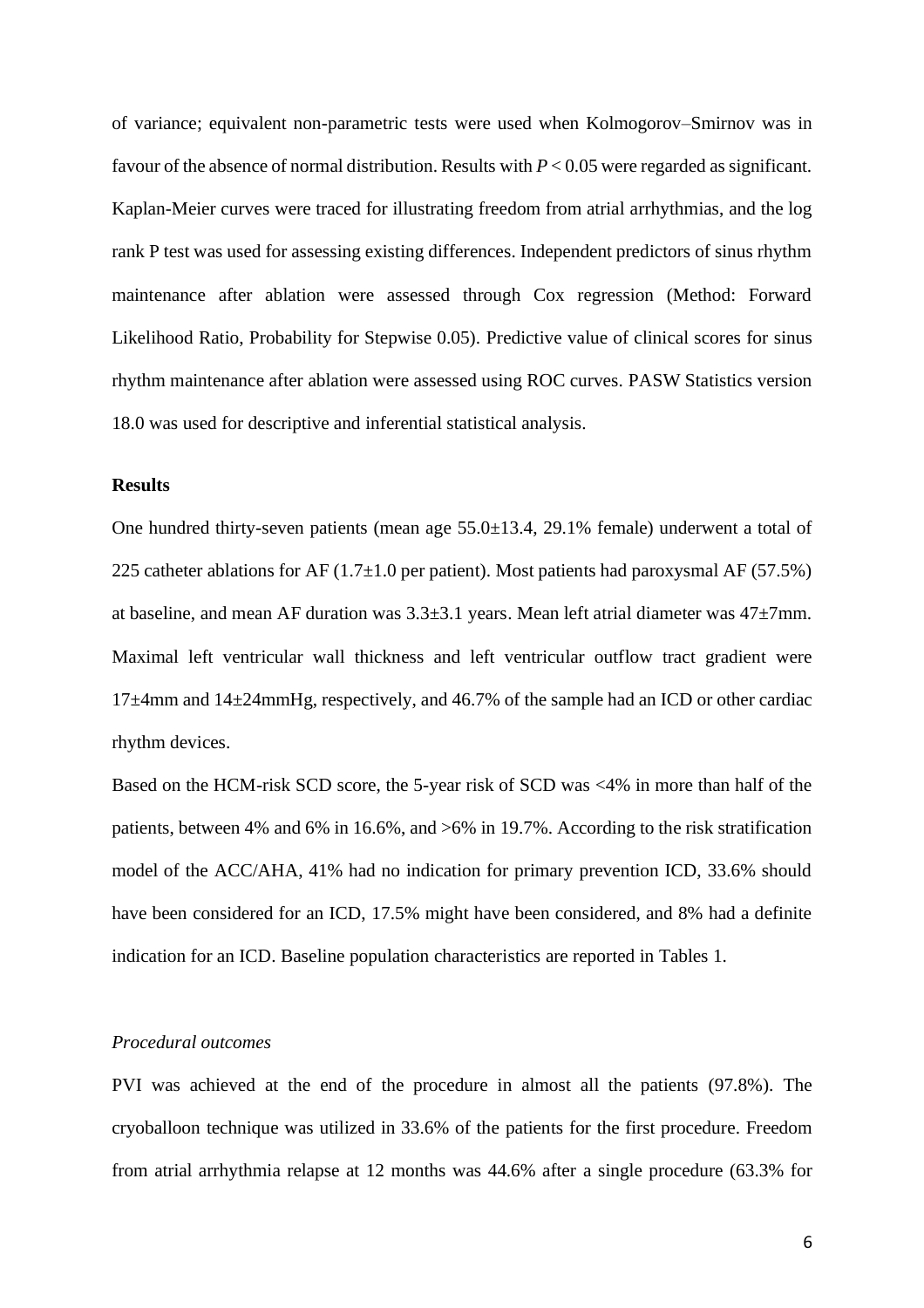of variance; equivalent non-parametric tests were used when Kolmogorov–Smirnov was in favour of the absence of normal distribution. Results with $P < 0.05$ were regarded as significant. Kaplan-Meier curves were traced for illustrating freedom from atrial arrhythmias, and the log rank P test was used for assessing existing differences. Independent predictors of sinus rhythm maintenance after ablation were assessed through Cox regression (Method: Forward Likelihood Ratio, Probability for Stepwise 0.05). Predictive value of clinical scores for sinus rhythm maintenance after ablation were assessed using ROC curves. PASW Statistics version 18.0 was used for descriptive and inferential statistical analysis.

## Results

One hundred thirty-seven patients (mean age 55.0±13.4, 29.1% female) underwent a total of 225 catheter ablations for AF (1.7±1.0 per patient). Most patients had paroxysmal AF (57.5%) at baseline, and mean AF duration was 3.3±3.1 years. Mean left atrial diameter was 47±7mm. Maximal left ventricular wall thickness and left ventricular outflow tract gradient were 17±4mm and 14±24mmHg, respectively, and 46.7% of the sample had an ICD or other cardiac rhythm devices.

Based on the HCM-risk SCD score, the 5-year risk of SCD was <4% in more than half of the patients, between 4% and 6% in 16.6%, and >6% in 19.7%. According to the risk stratification model of the ACC/AHA, 41% had no indication for primary prevention ICD, 33.6% should have been considered for an ICD, 17.5% might have been considered, and 8% had a definite indication for an ICD. Baseline population characteristics are reported in Tables 1.

### *Procedural outcomes*

PVI was achieved at the end of the procedure in almost all the patients (97.8%). The cryoballoon technique was utilized in 33.6% of the patients for the first procedure. Freedom from atrial arrhythmia relapse at 12 months was 44.6% after a single procedure (63.3% for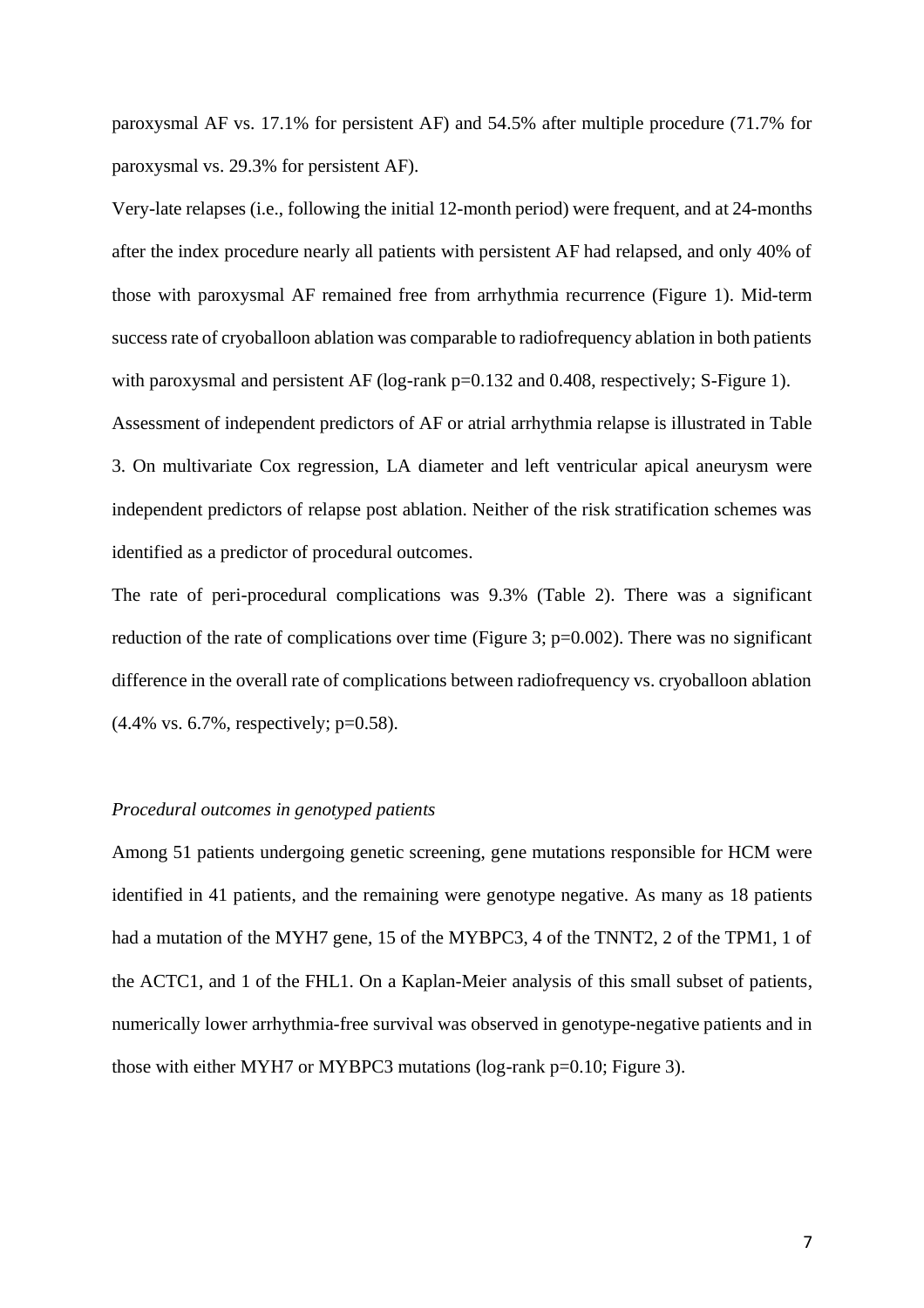paroxysmal AF vs. 17.1% for persistent AF) and 54.5% after multiple procedure (71.7% for paroxysmal vs. 29.3% for persistent AF).

Very-late relapses (i.e., following the initial 12-month period) were frequent, and at 24-months after the index procedure nearly all patients with persistent AF had relapsed, and only 40% of those with paroxysmal AF remained free from arrhythmia recurrence (Figure 1). Mid-term success rate of cryoballoon ablation was comparable to radiofrequency ablation in both patients with paroxysmal and persistent AF (log-rank p=0.132 and 0.408, respectively; S-Figure 1).

Assessment of independent predictors of AF or atrial arrhythmia relapse is illustrated in Table 3. On multivariate Cox regression, LA diameter and left ventricular apical aneurysm were independent predictors of relapse post ablation. Neither of the risk stratification schemes was identified as a predictor of procedural outcomes.

The rate of peri-procedural complications was 9.3% (Table 2). There was a significant reduction of the rate of complications over time (Figure 3; p=0.002). There was no significant difference in the overall rate of complications between radiofrequency vs. cryoballoon ablation (4.4% vs. 6.7%, respectively; p=0.58).

*Procedural outcomes in genotyped patients*

Among 51 patients undergoing genetic screening, gene mutations responsible for HCM were identified in 41 patients, and the remaining were genotype negative. As many as 18 patients had a mutation of the MYH7 gene, 15 of the MYBPC3, 4 of the TNNT2, 2 of the TPM1, 1 of the ACTC1, and 1 of the FHL1. On a Kaplan-Meier analysis of this small subset of patients, numerically lower arrhythmia-free survival was observed in genotype-negative patients and in those with either MYH7 or MYBPC3 mutations (log-rank p=0.10; Figure 3).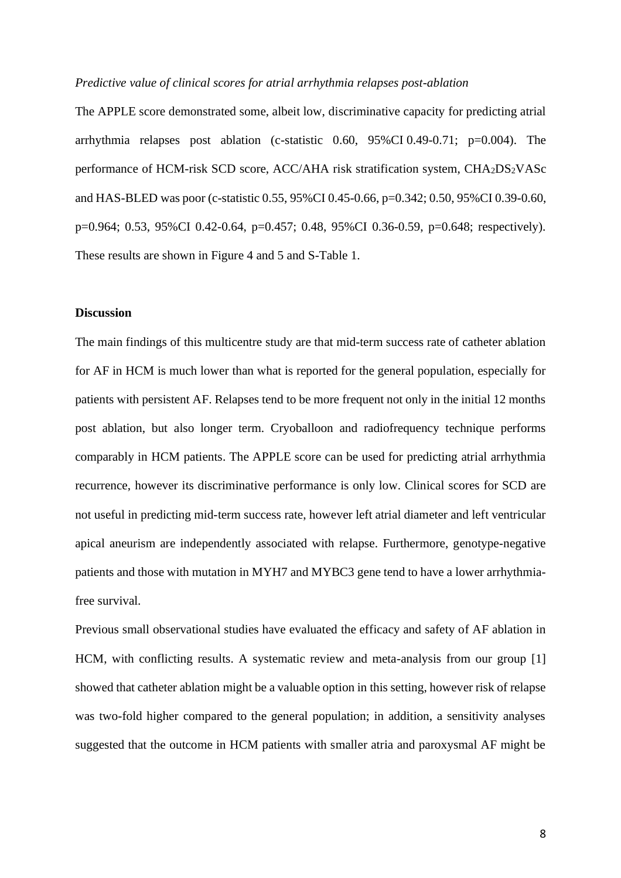*Predictive value of clinical scores for atrial arrhythmia relapses post-ablation*

The APPLE score demonstrated some, albeit low, discriminative capacity for predicting atrial arrhythmia relapses post ablation (c-statistic 0.60, 95%CI 0.49-0.71; p=0.004). The performance of HCM-risk SCD score, ACC/AHA risk stratification system, $CHA_2DS_2VASc$ and HAS-BLED was poor (c-statistic 0.55, 95%CI 0.45-0.66, p=0.342; 0.50, 95%CI 0.39-0.60, p=0.964; 0.53, 95%CI 0.42-0.64, p=0.457; 0.48, 95%CI 0.36-0.59, p=0.648; respectively). These results are shown in Figure 4 and 5 and S-Table 1.

**Discussion**

The main findings of this multicentre study are that mid-term success rate of catheter ablation for AF in HCM is much lower than what is reported for the general population, especially for patients with persistent AF. Relapses tend to be more frequent not only in the initial 12 months post ablation, but also longer term. Cryoballoon and radiofrequency technique performs comparably in HCM patients. The APPLE score can be used for predicting atrial arrhythmia recurrence, however its discriminative performance is only low. Clinical scores for SCD are not useful in predicting mid-term success rate, however left atrial diameter and left ventricular apical aneurism are independently associated with relapse. Furthermore, genotype-negative patients and those with mutation in MYH7 and MYBC3 gene tend to have a lower arrhythmia-free survival.

Previous small observational studies have evaluated the efficacy and safety of AF ablation in HCM, with conflicting results. A systematic review and meta-analysis from our group [1] showed that catheter ablation might be a valuable option in this setting, however risk of relapse was two-fold higher compared to the general population; in addition, a sensitivity analyses suggested that the outcome in HCM patients with smaller atria and paroxysmal AF might be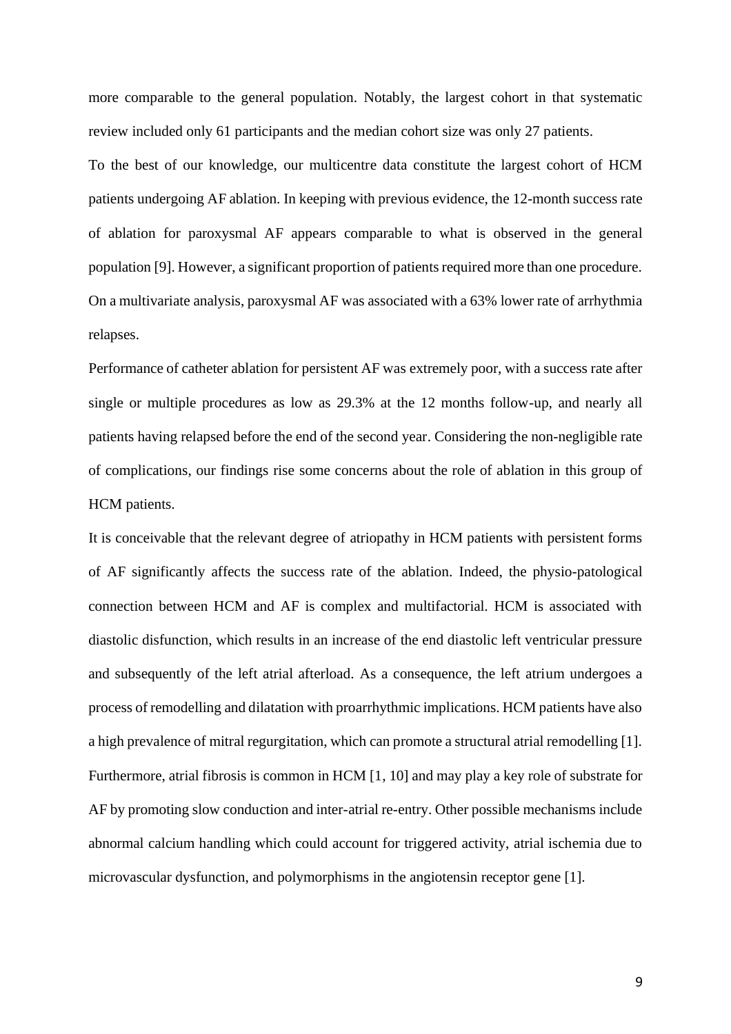more comparable to the general population. Notably, the largest cohort in that systematic review included only 61 participants and the median cohort size was only 27 patients.

To the best of our knowledge, our multicentre data constitute the largest cohort of HCM patients undergoing AF ablation. In keeping with previous evidence, the 12-month success rate of ablation for paroxysmal AF appears comparable to what is observed in the general population [9]. However, a significant proportion of patients required more than one procedure. On a multivariate analysis, paroxysmal AF was associated with a 63% lower rate of arrhythmia relapses.

Performance of catheter ablation for persistent AF was extremely poor, with a success rate after single or multiple procedures as low as 29.3% at the 12 months follow-up, and nearly all patients having relapsed before the end of the second year. Considering the non-negligible rate of complications, our findings rise some concerns about the role of ablation in this group of HCM patients.

It is conceivable that the relevant degree of atriopathy in HCM patients with persistent forms of AF significantly affects the success rate of the ablation. Indeed, the physio-patological connection between HCM and AF is complex and multifactorial. HCM is associated with diastolic disfunction, which results in an increase of the end diastolic left ventricular pressure and subsequently of the left atrial afterload. As a consequence, the left atrium undergoes a process of remodelling and dilatation with proarrhythmic implications. HCM patients have also a high prevalence of mitral regurgitation, which can promote a structural atrial remodelling [1]. Furthermore, atrial fibrosis is common in HCM [1, 10] and may play a key role of substrate for AF by promoting slow conduction and inter-atrial re-entry. Other possible mechanisms include abnormal calcium handling which could account for triggered activity, atrial ischemia due to microvascular dysfunction, and polymorphisms in the angiotensin receptor gene [1].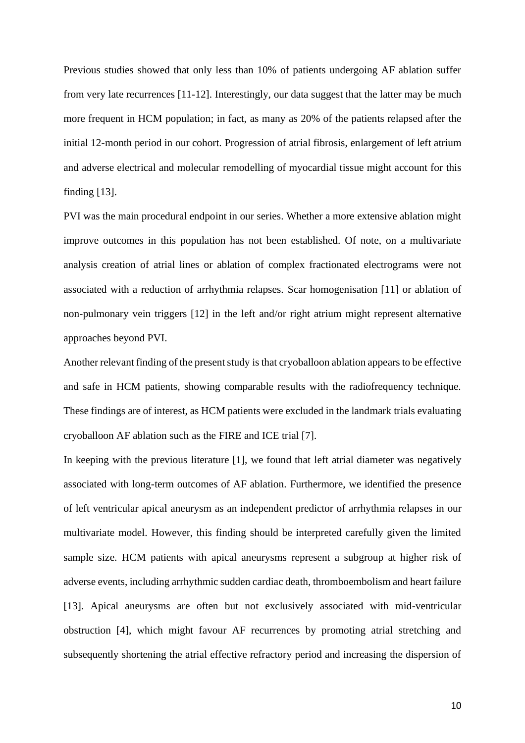Previous studies showed that only less than 10% of patients undergoing AF ablation suffer from very late recurrences [11-12]. Interestingly, our data suggest that the latter may be much more frequent in HCM population; in fact, as many as 20% of the patients relapsed after the initial 12-month period in our cohort. Progression of atrial fibrosis, enlargement of left atrium and adverse electrical and molecular remodelling of myocardial tissue might account for this finding [13].

PVI was the main procedural endpoint in our series. Whether a more extensive ablation might improve outcomes in this population has not been established. Of note, on a multivariate analysis creation of atrial lines or ablation of complex fractionated electrograms were not associated with a reduction of arrhythmia relapses. Scar homogenisation [11] or ablation of non-pulmonary vein triggers [12] in the left and/or right atrium might represent alternative approaches beyond PVI.

Another relevant finding of the present study is that cryoballoon ablation appears to be effective and safe in HCM patients, showing comparable results with the radiofrequency technique. These findings are of interest, as HCM patients were excluded in the landmark trials evaluating cryoballoon AF ablation such as the FIRE and ICE trial [7].

In keeping with the previous literature [1], we found that left atrial diameter was negatively associated with long-term outcomes of AF ablation. Furthermore, we identified the presence of left ventricular apical aneurysm as an independent predictor of arrhythmia relapses in our multivariate model. However, this finding should be interpreted carefully given the limited sample size. HCM patients with apical aneurysms represent a subgroup at higher risk of adverse events, including arrhythmic sudden cardiac death, thromboembolism and heart failure [13]. Apical aneurysms are often but not exclusively associated with mid-ventricular obstruction [4], which might favour AF recurrences by promoting atrial stretching and subsequently shortening the atrial effective refractory period and increasing the dispersion of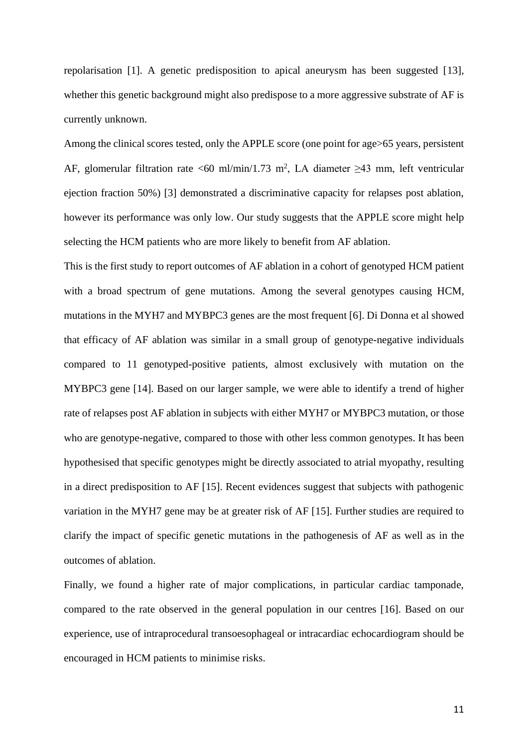repolarisation [1]. A genetic predisposition to apical aneurysm has been suggested [13], whether this genetic background might also predispose to a more aggressive substrate of AF is currently unknown.

Among the clinical scores tested, only the APPLE score (one point for age>65 years, persistent AF, glomerular filtration rate <60 ml/min/1.73 m$^2$, LA diameter ≥43 mm, left ventricular ejection fraction 50%) [3] demonstrated a discriminative capacity for relapses post ablation, however its performance was only low. Our study suggests that the APPLE score might help selecting the HCM patients who are more likely to benefit from AF ablation.

This is the first study to report outcomes of AF ablation in a cohort of genotyped HCM patient with a broad spectrum of gene mutations. Among the several genotypes causing HCM, mutations in the MYH7 and MYBPC3 genes are the most frequent [6]. Di Donna et al showed that efficacy of AF ablation was similar in a small group of genotype-negative individuals compared to 11 genotyped-positive patients, almost exclusively with mutation on the MYBPC3 gene [14]. Based on our larger sample, we were able to identify a trend of higher rate of relapses post AF ablation in subjects with either MYH7 or MYBPC3 mutation, or those who are genotype-negative, compared to those with other less common genotypes. It has been hypothesised that specific genotypes might be directly associated to atrial myopathy, resulting in a direct predisposition to AF [15]. Recent evidences suggest that subjects with pathogenic variation in the MYH7 gene may be at greater risk of AF [15]. Further studies are required to clarify the impact of specific genetic mutations in the pathogenesis of AF as well as in the outcomes of ablation.

Finally, we found a higher rate of major complications, in particular cardiac tamponade, compared to the rate observed in the general population in our centres [16]. Based on our experience, use of intraprocedural transoesophageal or intracardiac echocardiogram should be encouraged in HCM patients to minimise risks.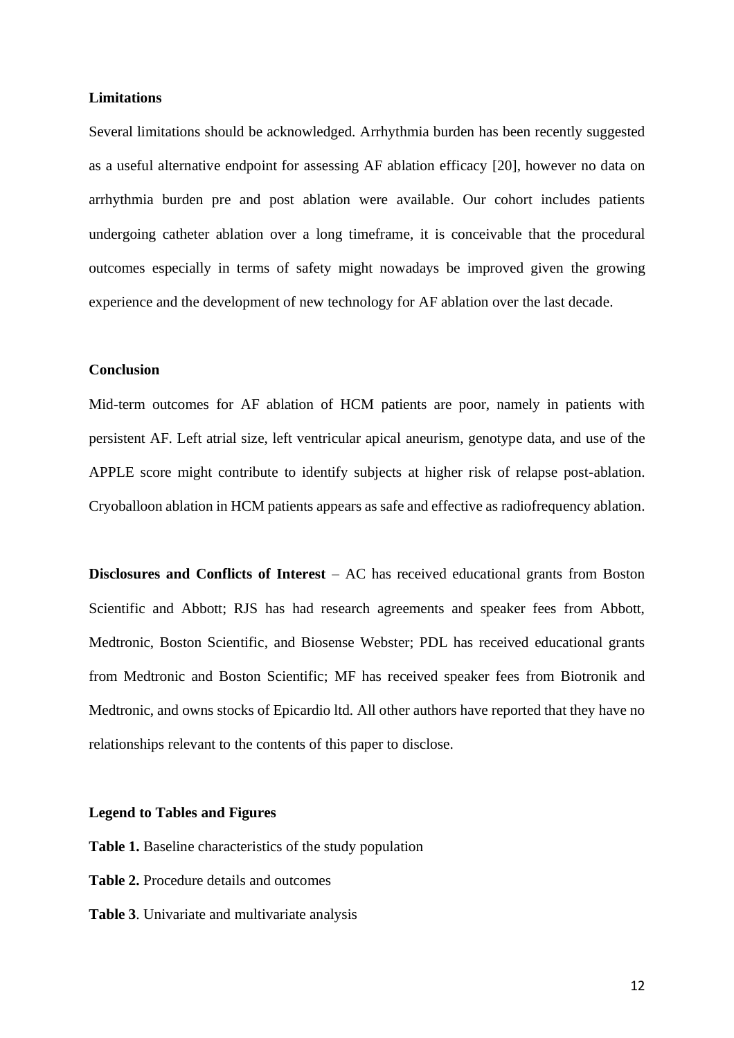**Limitations**

Several limitations should be acknowledged. Arrhythmia burden has been recently suggested as a useful alternative endpoint for assessing AF ablation efficacy [20], however no data on arrhythmia burden pre and post ablation were available. Our cohort includes patients undergoing catheter ablation over a long timeframe, it is conceivable that the procedural outcomes especially in terms of safety might nowadays be improved given the growing experience and the development of new technology for AF ablation over the last decade.

**Conclusion**

Mid-term outcomes for AF ablation of HCM patients are poor, namely in patients with persistent AF. Left atrial size, left ventricular apical aneurism, genotype data, and use of the APPLE score might contribute to identify subjects at higher risk of relapse post-ablation. Cryoballoon ablation in HCM patients appears as safe and effective as radiofrequency ablation.

**Disclosures and Conflicts of Interest** – AC has received educational grants from Boston Scientific and Abbott; RJS has had research agreements and speaker fees from Abbott, Medtronic, Boston Scientific, and Biosense Webster; PDL has received educational grants from Medtronic and Boston Scientific; MF has received speaker fees from Biotronik and Medtronic, and owns stocks of Epicardio ltd. All other authors have reported that they have no relationships relevant to the contents of this paper to disclose.

**Legend to Tables and Figures**

**Table 1.** Baseline characteristics of the study population

**Table 2.** Procedure details and outcomes

**Table 3**. Univariate and multivariate analysis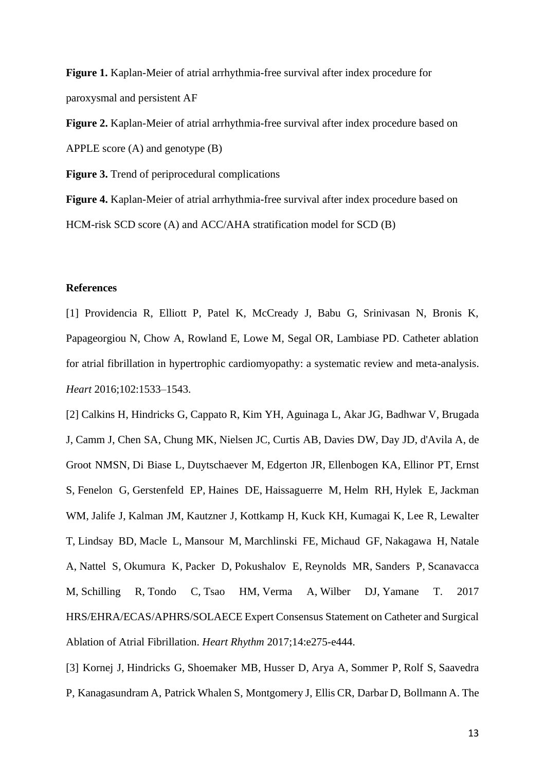**Figure 1.** Kaplan-Meier of atrial arrhythmia-free survival after index procedure for paroxysmal and persistent AF

**Figure 2.** Kaplan-Meier of atrial arrhythmia-free survival after index procedure based on APPLE score (A) and genotype (B)

**Figure 3.** Trend of periprocedural complications

**Figure 4.** Kaplan-Meier of atrial arrhythmia-free survival after index procedure based on HCM-risk SCD score (A) and ACC/AHA stratification model for SCD (B)

**References**

[1] Providencia R, Elliott P, Patel K, McCready J, Babu G, Srinivasan N, Bronis K, Papageorgiou N, Chow A, Rowland E, Lowe M, Segal OR, Lambiase PD. Catheter ablation for atrial fibrillation in hypertrophic cardiomyopathy: a systematic review and meta-analysis. *Heart* 2016;102:1533–1543.

[2] Calkins H, Hindricks G, Cappato R, Kim YH, Aguinaga L, Akar JG, Badhwar V, Brugada J, Camm J, Chen SA, Chung MK, Nielsen JC, Curtis AB, Davies DW, Day JD, d'Avila A, de Groot NMSN, Di Biase L, Duytschaever M, Edgerton JR, Ellenbogen KA, Ellinor PT, Ernst S, Fenelon G, Gerstenfeld EP, Haines DE, Haissaguerre M, Helm RH, Hylek E, Jackman WM, Jalife J, Kalman JM, Kautzner J, Kottkamp H, Kuck KH, Kumagai K, Lee R, Lewalter T, Lindsay BD, Macle L, Mansour M, Marchlinski FE, Michaud GF, Nakagawa H, Natale A, Nattel S, Okumura K, Packer D, Pokushalov E, Reynolds MR, Sanders P, Scanavacca M, Schilling R, Tondo C, Tsao HM, Verma A, Wilber DJ, Yamane T. 2017 HRS/EHRA/ECAS/APHRS/SOLAECE Expert Consensus Statement on Catheter and Surgical Ablation of Atrial Fibrillation. *Heart Rhythm* 2017;14:e275-e444.

[3] Kornej J, Hindricks G, Shoemaker MB, Husser D, Arya A, Sommer P, Rolf S, Saavedra P, Kanagasundram A, Patrick Whalen S, Montgomery J, Ellis CR, Darbar D, Bollmann A. The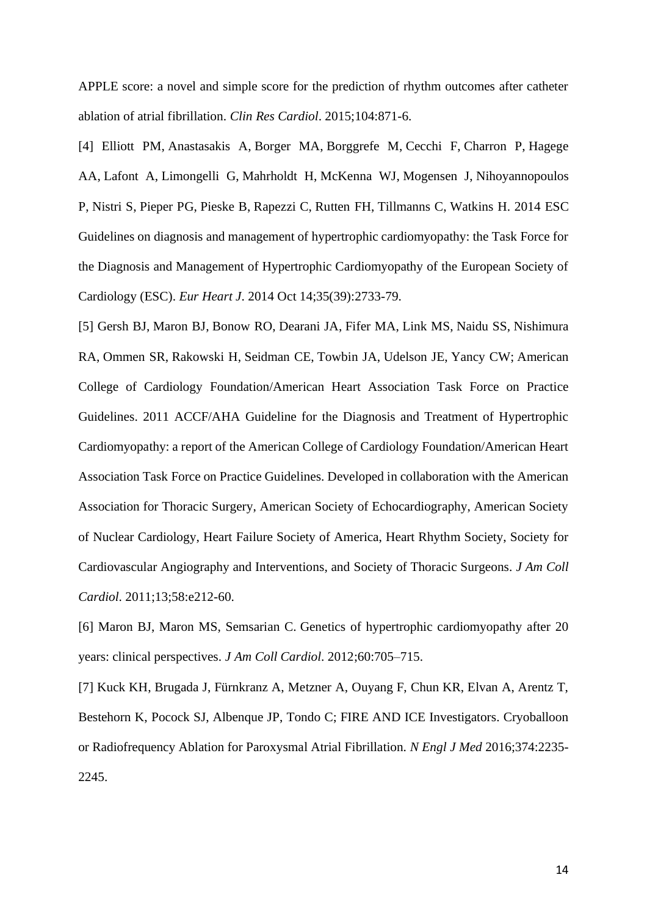APPLE score: a novel and simple score for the prediction of rhythm outcomes after catheter ablation of atrial fibrillation. *Clin Res Cardiol*. 2015;104:871-6.

[4] Elliott PM, Anastasakis A, Borger MA, Borggrefe M, Cecchi F, Charron P, Hagege AA, Lafont A, Limongelli G, Mahrholdt H, McKenna WJ, Mogensen J, Nihoyannopoulos P, Nistri S, Pieper PG, Pieske B, Rapezzi C, Rutten FH, Tillmanns C, Watkins H. 2014 ESC Guidelines on diagnosis and management of hypertrophic cardiomyopathy: the Task Force for the Diagnosis and Management of Hypertrophic Cardiomyopathy of the European Society of Cardiology (ESC). *Eur Heart J*. 2014 Oct 14;35(39):2733-79.

[5] Gersh BJ, Maron BJ, Bonow RO, Dearani JA, Fifer MA, Link MS, Naidu SS, Nishimura RA, Ommen SR, Rakowski H, Seidman CE, Towbin JA, Udelson JE, Yancy CW; American College of Cardiology Foundation/American Heart Association Task Force on Practice Guidelines. 2011 ACCF/AHA Guideline for the Diagnosis and Treatment of Hypertrophic Cardiomyopathy: a report of the American College of Cardiology Foundation/American Heart Association Task Force on Practice Guidelines. Developed in collaboration with the American Association for Thoracic Surgery, American Society of Echocardiography, American Society of Nuclear Cardiology, Heart Failure Society of America, Heart Rhythm Society, Society for Cardiovascular Angiography and Interventions, and Society of Thoracic Surgeons. *J Am Coll Cardiol*. 2011;13;58:e212-60.

[6] Maron BJ, Maron MS, Semsarian C. Genetics of hypertrophic cardiomyopathy after 20 years: clinical perspectives. *J Am Coll Cardiol*. 2012;60:705–715.

[7] Kuck KH, Brugada J, Fürnkranz A, Metzner A, Ouyang F, Chun KR, Elvan A, Arentz T, Bestehorn K, Pocock SJ, Albenque JP, Tondo C; FIRE AND ICE Investigators. Cryoballoon or Radiofrequency Ablation for Paroxysmal Atrial Fibrillation. *N Engl J Med* 2016;374:2235-2245.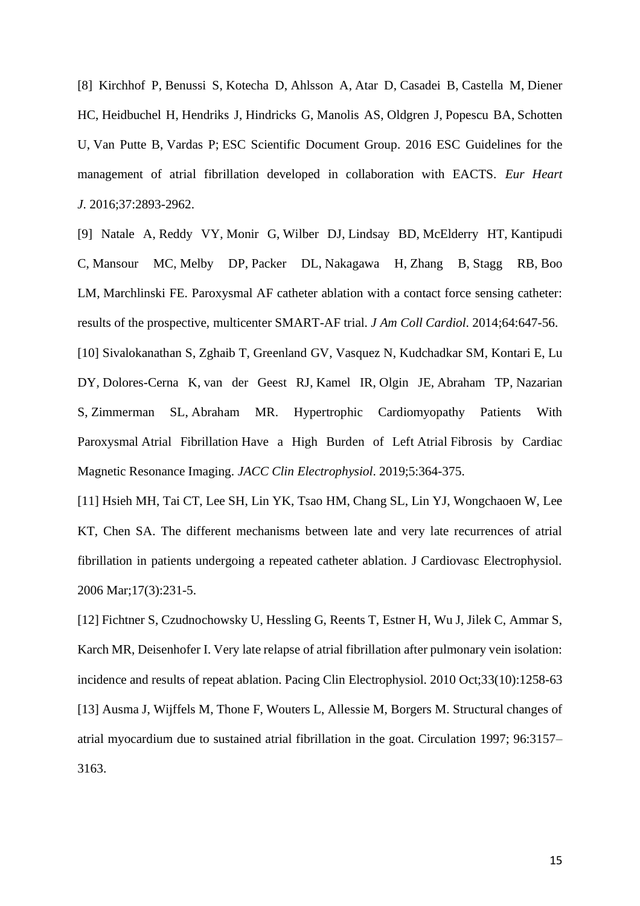[8] Kirchhof P, Benussi S, Kotecha D, Ahlsson A, Atar D, Casadei B, Castella M, Diener HC, Heidbuchel H, Hendriks J, Hindricks G, Manolis AS, Oldgren J, Popescu BA, Schotten U, Van Putte B, Vardas P; ESC Scientific Document Group. 2016 ESC Guidelines for the management of atrial fibrillation developed in collaboration with EACTS. *Eur Heart J*. 2016;37:2893-2962.

[9] Natale A, Reddy VY, Monir G, Wilber DJ, Lindsay BD, McElderry HT, Kantipudi C, Mansour MC, Melby DP, Packer DL, Nakagawa H, Zhang B, Stagg RB, Boo LM, Marchlinski FE. Paroxysmal AF catheter ablation with a contact force sensing catheter: results of the prospective, multicenter SMART-AF trial. *J Am Coll Cardiol*. 2014;64:647-56.

[10] Sivalokanathan S, Zghaib T, Greenland GV, Vasquez N, Kudchadkar SM, Kontari E, Lu DY, Dolores-Cerna K, van der Geest RJ, Kamel IR, Olgin JE, Abraham TP, Nazarian S, Zimmerman SL, Abraham MR. Hypertrophic Cardiomyopathy Patients With Paroxysmal Atrial Fibrillation Have a High Burden of Left Atrial Fibrosis by Cardiac Magnetic Resonance Imaging. *JACC Clin Electrophysiol*. 2019;5:364-375.

[11] Hsieh MH, Tai CT, Lee SH, Lin YK, Tsao HM, Chang SL, Lin YJ, Wongchaoen W, Lee KT, Chen SA. The different mechanisms between late and very late recurrences of atrial fibrillation in patients undergoing a repeated catheter ablation. J Cardiovasc Electrophysiol. 2006 Mar;17(3):231-5.

[12] Fichtner S, Czudnochowsky U, Hessling G, Reents T, Estner H, Wu J, Jilek C, Ammar S, Karch MR, Deisenhofer I. Very late relapse of atrial fibrillation after pulmonary vein isolation: incidence and results of repeat ablation. Pacing Clin Electrophysiol. 2010 Oct;33(10):1258-63

[13] Ausma J, Wijffels M, Thone F, Wouters L, Allessie M, Borgers M. Structural changes of atrial myocardium due to sustained atrial fibrillation in the goat. Circulation 1997; 96:3157–3163.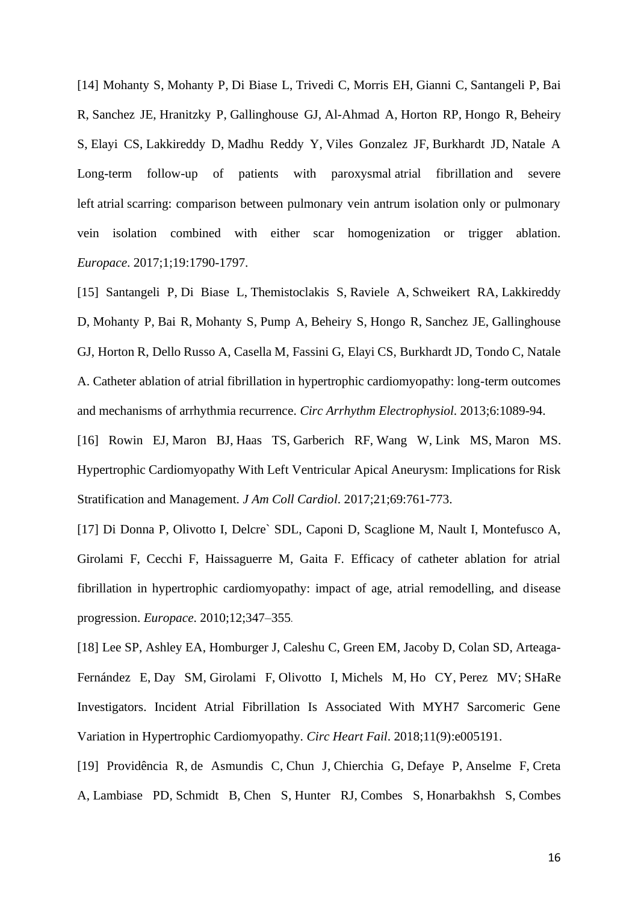[14] Mohanty S, Mohanty P, Di Biase L, Trivedi C, Morris EH, Gianni C, Santangeli P, Bai R, Sanchez JE, Hranitzky P, Gallinghouse GJ, Al-Ahmad A, Horton RP, Hongo R, Beheiry S, Elayi CS, Lakkireddy D, Madhu Reddy Y, Viles Gonzalez JF, Burkhardt JD, Natale A Long-term follow-up of patients with paroxysmal atrial fibrillation and severe left atrial scarring: comparison between pulmonary vein antrum isolation only or pulmonary vein isolation combined with either scar homogenization or trigger ablation. *Europace*. 2017;1;19:1790-1797.

[15] Santangeli P, Di Biase L, Themistoclakis S, Raviele A, Schweikert RA, Lakkireddy D, Mohanty P, Bai R, Mohanty S, Pump A, Beheiry S, Hongo R, Sanchez JE, Gallinghouse GJ, Horton R, Dello Russo A, Casella M, Fassini G, Elayi CS, Burkhardt JD, Tondo C, Natale A. Catheter ablation of atrial fibrillation in hypertrophic cardiomyopathy: long-term outcomes and mechanisms of arrhythmia recurrence. *Circ Arrhythm Electrophysiol*. 2013;6:1089-94.

[16] Rowin EJ, Maron BJ, Haas TS, Garberich RF, Wang W, Link MS, Maron MS. Hypertrophic Cardiomyopathy With Left Ventricular Apical Aneurysm: Implications for Risk Stratification and Management. *J Am Coll Cardiol*. 2017;21;69:761-773.

[17] Di Donna P, Olivotto I, Delcre` SDL, Caponi D, Scaglione M, Nault I, Montefusco A, Girolami F, Cecchi F, Haissaguerre M, Gaita F. Efficacy of catheter ablation for atrial fibrillation in hypertrophic cardiomyopathy: impact of age, atrial remodelling, and disease progression. *Europace*. 2010;12;347–355.

[18] Lee SP, Ashley EA, Homburger J, Caleshu C, Green EM, Jacoby D, Colan SD, Arteaga-Fernández E, Day SM, Girolami F, Olivotto I, Michels M, Ho CY, Perez MV; SHaRe Investigators. Incident Atrial Fibrillation Is Associated With MYH7 Sarcomeric Gene Variation in Hypertrophic Cardiomyopathy. *Circ Heart Fail*. 2018;11(9):e005191.

[19] Providência R, de Asmundis C, Chun J, Chierchia G, Defaye P, Anselme F, Creta A, Lambiase PD, Schmidt B, Chen S, Hunter RJ, Combes S, Honarbakhsh S, Combes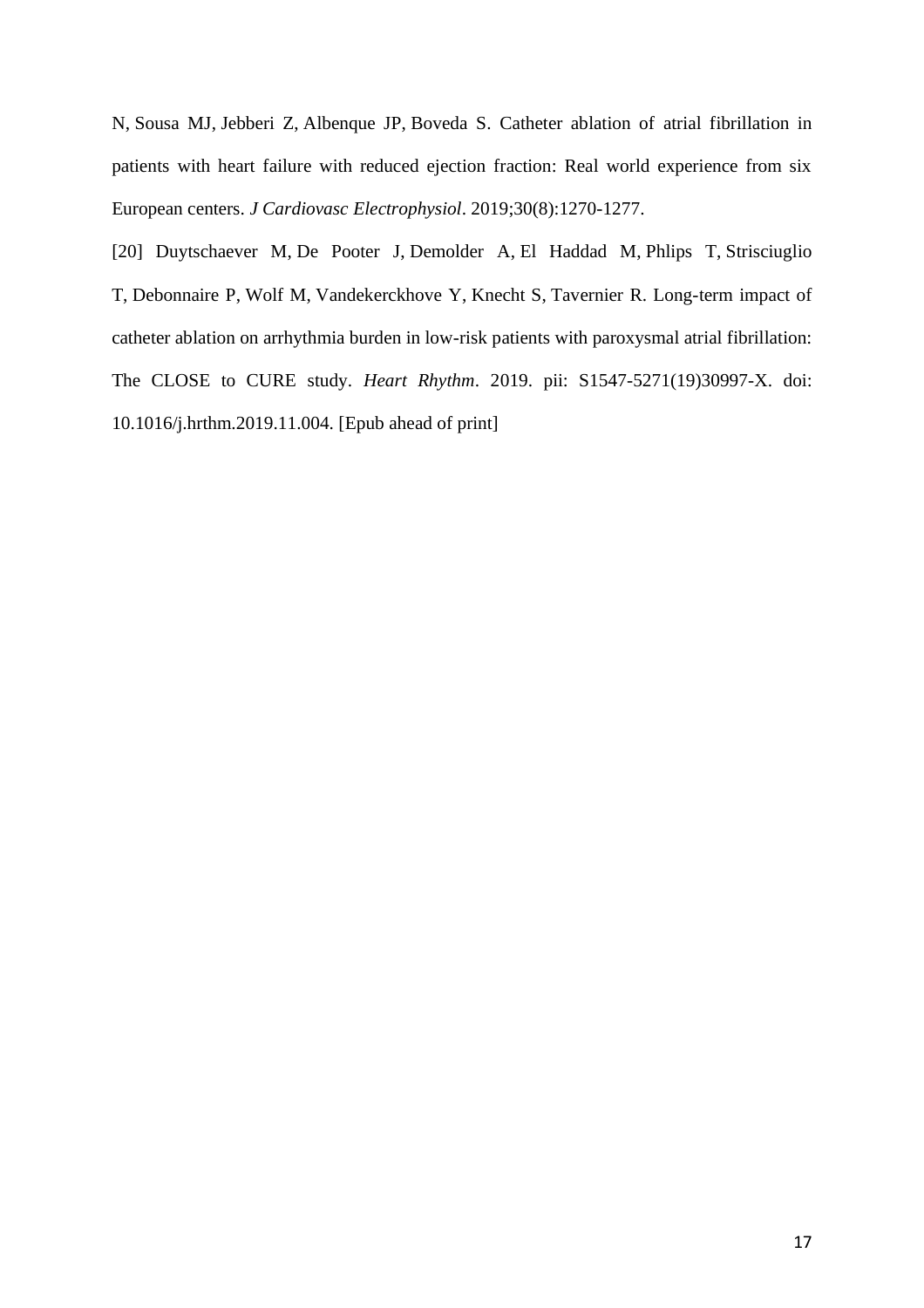N, Sousa MJ, Jebberi Z, Albenque JP, Boveda S. Catheter ablation of atrial fibrillation in patients with heart failure with reduced ejection fraction: Real world experience from six European centers. *J Cardiovasc Electrophysiol*. 2019;30(8):1270-1277.

[20] Duytschaever M, De Pooter J, Demolder A, El Haddad M, Phlips T, Strisciuglio T, Debonnaire P, Wolf M, Vandekerckhove Y, Knecht S, Tavernier R. Long-term impact of catheter ablation on arrhythmia burden in low-risk patients with paroxysmal atrial fibrillation: The CLOSE to CURE study. *Heart Rhythm*. 2019. pii: S1547-5271(19)30997-X. doi: 10.1016/j.hrthm.2019.11.004. [Epub ahead of print]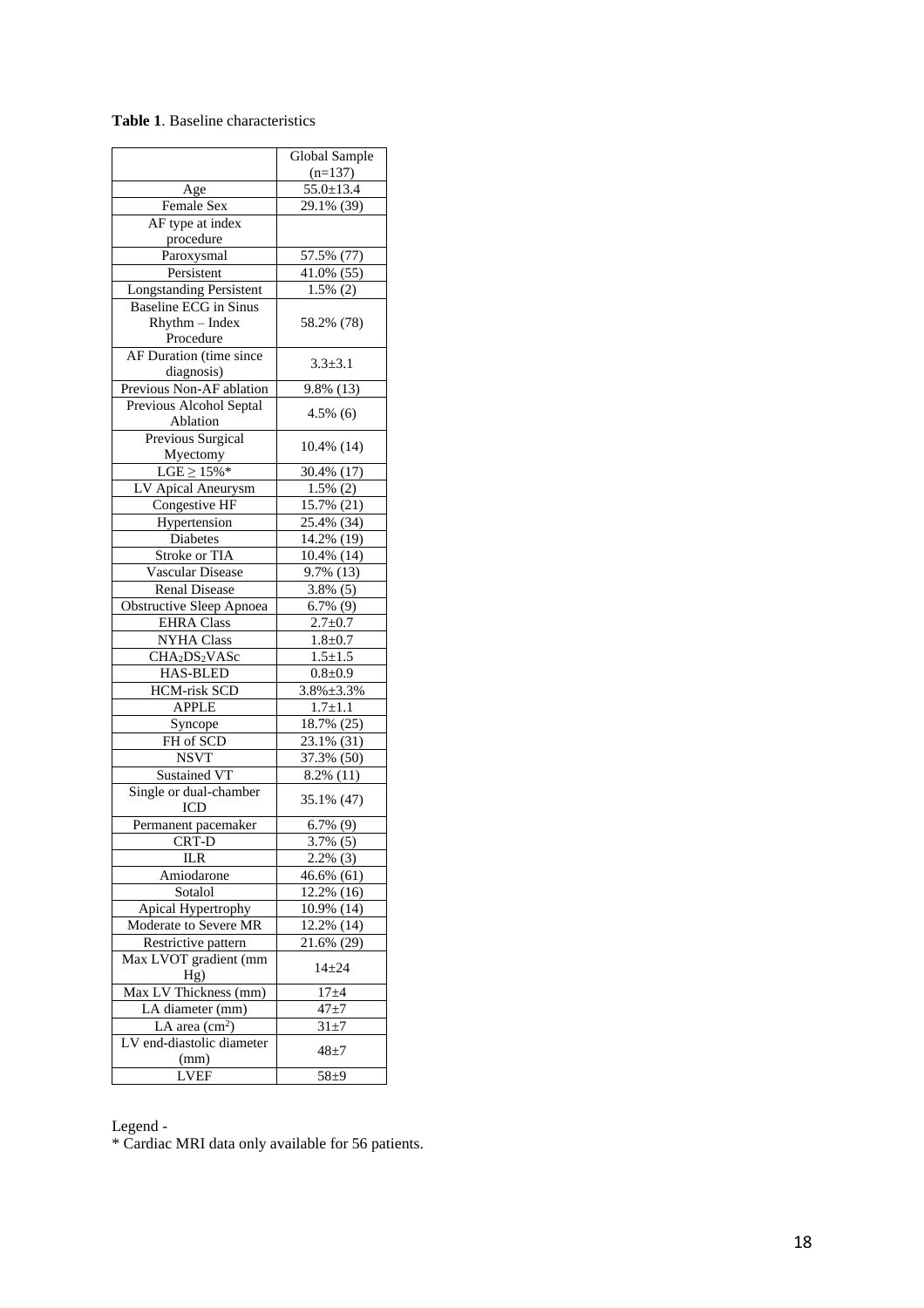**Table 1**. Baseline characteristics

| | Global Sample (n=137) |
|---|---|
| Age | 55.0±13.4 |
| Female Sex | 29.1% (39) |
| AF type at index procedure | |
| Paroxysmal | 57.5% (77) |
| Persistent | 41.0% (55) |
| Longstanding Persistent | 1.5% (2) |
| Baseline ECG in Sinus Rhythm – Index Procedure | 58.2% (78) |
| AF Duration (time since diagnosis) | 3.3±3.1 |
| Previous Non-AF ablation | 9.8% (13) |
| Previous Alcohol Septal Ablation | 4.5% (6) |
| Previous Surgical Myectomy | 10.4% (14) |
| LGE ≥ 15%* | 30.4% (17) |
| LV Apical Aneurysm | 1.5% (2) |
| Congestive HF | 15.7% (21) |
| Hypertension | 25.4% (34) |
| Diabetes | 14.2% (19) |
| Stroke or TIA | 10.4% (14) |
| Vascular Disease | 9.7% (13) |
| Renal Disease | 3.8% (5) |
| Obstructive Sleep Apnoea | 6.7% (9) |
| EHRA Class | 2.7±0.7 |
| NYHA Class | 1.8±0.7 |
| $CHA_2DS_2VASc$ | 1.5±1.5 |
| HAS-BLED | 0.8±0.9 |
| HCM-risk SCD | 3.8%±3.3% |
| APPLE | 1.7±1.1 |
| Syncope | 18.7% (25) |
| FH of SCD | 23.1% (31) |
| NSVT | 37.3% (50) |
| Sustained VT | 8.2% (11) |
| Single or dual-chamber ICD | 35.1% (47) |
| Permanent pacemaker | 6.7% (9) |
| CRT-D | 3.7% (5) |
| ILR | 2.2% (3) |
| Amiodarone | 46.6% (61) |
| Sotalol | 12.2% (16) |
| Apical Hypertrophy | 10.9% (14) |
| Moderate to Severe MR | 12.2% (14) |
| Restrictive pattern | 21.6% (29) |
| Max LVOT gradient (mm Hg) | 14±24 |
| Max LV Thickness (mm) | 17±4 |
| LA diameter (mm) | 47±7 |
| LA area ($cm^2$) | 31±7 |
| LV end-diastolic diameter (mm) | 48±7 |
| LVEF | 58±9 |

Legend -
* Cardiac MRI data only available for 56 patients.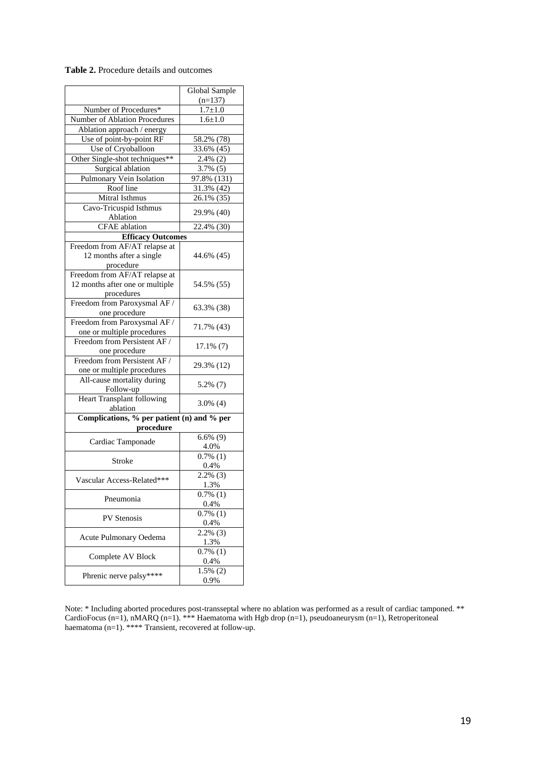**Table 2.** Procedure details and outcomes

| | Global Sample (n=137) |
|---|---|
| Number of Procedures* | 1.7±1.0 |
| Number of Ablation Procedures | 1.6±1.0 |
| Ablation approach / energy | |
| Use of point-by-point RF | 58.2% (78) |
| Use of Cryoballoon | 33.6% (45) |
| Other Single-shot techniques** | 2.4% (2) |
| Surgical ablation | 3.7% (5) |
| Pulmonary Vein Isolation | 97.8% (131) |
| Roof line | 31.3% (42) |
| Mitral Isthmus | 26.1% (35) |
| Cavo-Tricuspid Isthmus Ablation | 29.9% (40) |
| CFAE ablation | 22.4% (30) |
| **Efficacy Outcomes** | |
| Freedom from AF/AT relapse at 12 months after a single procedure | 44.6% (45) |
| Freedom from AF/AT relapse at 12 months after one or multiple procedures | 54.5% (55) |
| Freedom from Paroxysmal AF / one procedure | 63.3% (38) |
| Freedom from Paroxysmal AF / one or multiple procedures | 71.7% (43) |
| Freedom from Persistent AF / one procedure | 17.1% (7) |
| Freedom from Persistent AF / one or multiple procedures | 29.3% (12) |
| All-cause mortality during Follow-up | 5.2% (7) |
| Heart Transplant following ablation | 3.0% (4) |
| **Complications, % per patient (n) and % per procedure** | |
| Cardiac Tamponade | 6.6% (9) 4.0% |
| Stroke | 0.7% (1) 0.4% |
| Vascular Access-Related*** | 2.2% (3) 1.3% |
| Pneumonia | 0.7% (1) 0.4% |
| PV Stenosis | 0.7% (1) 0.4% |
| Acute Pulmonary Oedema | 2.2% (3) 1.3% |
| Complete AV Block | 0.7% (1) 0.4% |
| Phrenic nerve palsy**** | 1.5% (2) 0.9% |

Note: * Including aborted procedures post-transseptal where no ablation was performed as a result of cardiac tamponed. ** CardioFocus (n=1), nMARQ (n=1). *** Haematoma with Hgb drop (n=1), pseudoaneurysm (n=1), Retroperitoneal haematoma (n=1). **** Transient, recovered at follow-up.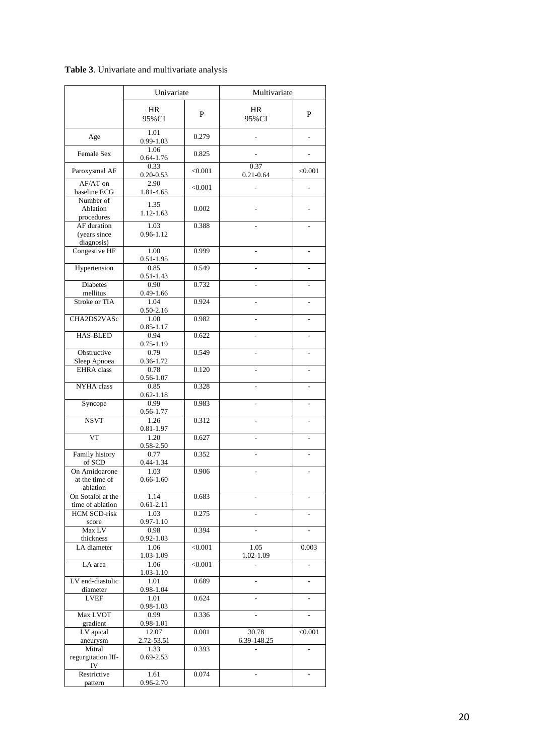**Table 3**. Univariate and multivariate analysis

| | Univariate | | Multivariate | |
|---|---|---|---|---|
| | HR 95%CI | P | HR 95%CI | P |
| Age | 1.01 0.99-1.03 | 0.279 | - | - |
| Female Sex | 1.06 0.64-1.76 | 0.825 | - | - |
| Paroxysmal AF | 0.33 0.20-0.53 | <0.001 | 0.37 0.21-0.64 | <0.001 |
| AF/AT on baseline ECG | 2.90 1.81-4.65 | <0.001 | - | - |
| Number of Ablation procedures | 1.35 1.12-1.63 | 0.002 | - | - |
| AF duration (years since diagnosis) | 1.03 0.96-1.12 | 0.388 | - | - |
| Congestive HF | 1.00 0.51-1.95 | 0.999 | - | - |
| Hypertension | 0.85 0.51-1.43 | 0.549 | - | - |
| Diabetes mellitus | 0.90 0.49-1.66 | 0.732 | - | - |
| Stroke or TIA | 1.04 0.50-2.16 | 0.924 | - | - |
| CHA2DS2VASc | 1.00 0.85-1.17 | 0.982 | - | - |
| HAS-BLED | 0.94 0.75-1.19 | 0.622 | - | - |
| Obstructive Sleep Apnoea | 0.79 0.36-1.72 | 0.549 | - | - |
| EHRA class | 0.78 0.56-1.07 | 0.120 | - | - |
| NYHA class | 0.85 0.62-1.18 | 0.328 | - | - |
| Syncope | 0.99 0.56-1.77 | 0.983 | - | - |
| NSVT | 1.26 0.81-1.97 | 0.312 | - | - |
| VT | 1.20 0.58-2.50 | 0.627 | - | - |
| Family history of SCD | 0.77 0.44-1.34 | 0.352 | - | - |
| On Amidoarone at the time of ablation | 1.03 0.66-1.60 | 0.906 | - | - |
| On Sotalol at the time of ablation | 1.14 0.61-2.11 | 0.683 | - | - |
| HCM SCD-risk score | 1.03 0.97-1.10 | 0.275 | - | - |
| Max LV thickness | 0.98 0.92-1.03 | 0.394 | - | - |
| LA diameter | 1.06 1.03-1.09 | <0.001 | 1.05 1.02-1.09 | 0.003 |
| LA area | 1.06 1.03-1.10 | <0.001 | - | - |
| LV end-diastolic diameter | 1.01 0.98-1.04 | 0.689 | - | - |
| LVEF | 1.01 0.98-1.03 | 0.624 | - | - |
| Max LVOT gradient | 0.99 0.98-1.01 | 0.336 | - | - |
| LV apical aneurysm | 12.07 2.72-53.51 | 0.001 | 30.78 6.39-148.25 | <0.001 |
| Mitral regurgitation III-IV | 1.33 0.69-2.53 | 0.393 | - | - |
| Restrictive pattern | 1.61 0.96-2.70 | 0.074 | - | - |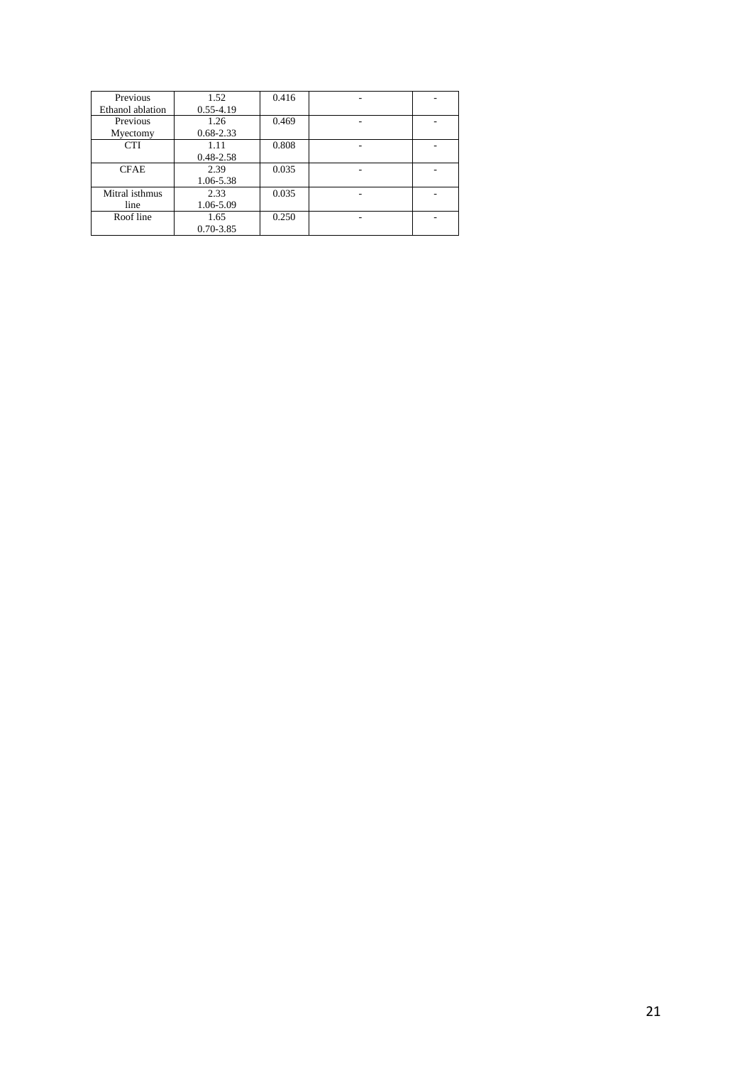| | | | | |
|---|---|---|---|---|
| Previous Ethanol ablation | 1.52 0.55-4.19 | 0.416 | - | - |
| Previous Myectomy | 1.26 0.68-2.33 | 0.469 | - | - |
| CTI | 1.11 0.48-2.58 | 0.808 | - | - |
| CFAE | 2.39 1.06-5.38 | 0.035 | - | - |
| Mitral isthmus line | 2.33 1.06-5.09 | 0.035 | - | - |
| Roof line | 1.65 0.70-3.85 | 0.250 | - | - |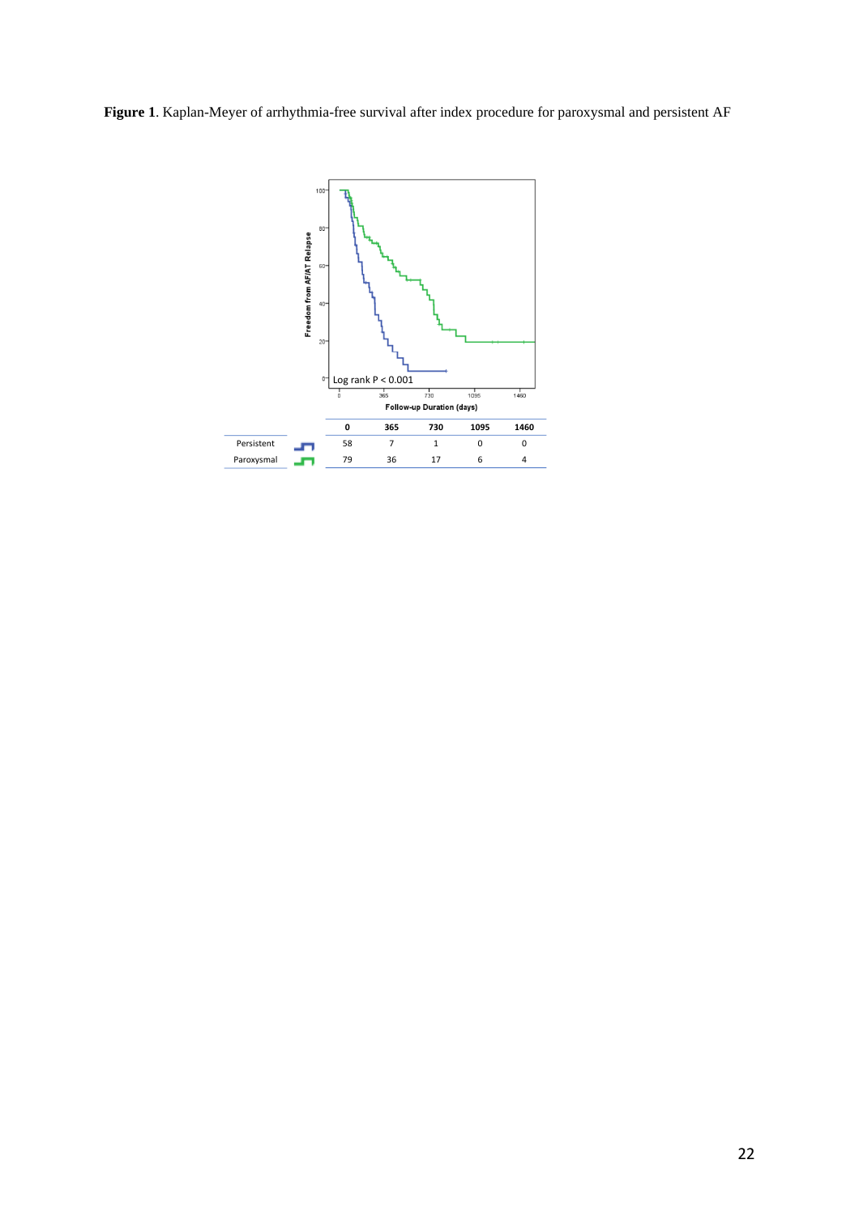**Figure 1**. Kaplan-Meyer of arrhythmia-free survival after index procedure for paroxysmal and persistent AF

| | 0 | 365 | 730 | 1095 | 1460 |
|---|---|---|---|---|---|
| Persistent | 58 | 7 | 1 | 0 | 0 |
| Paroxysmal | 79 | 36 | 17 | 6 | 4 |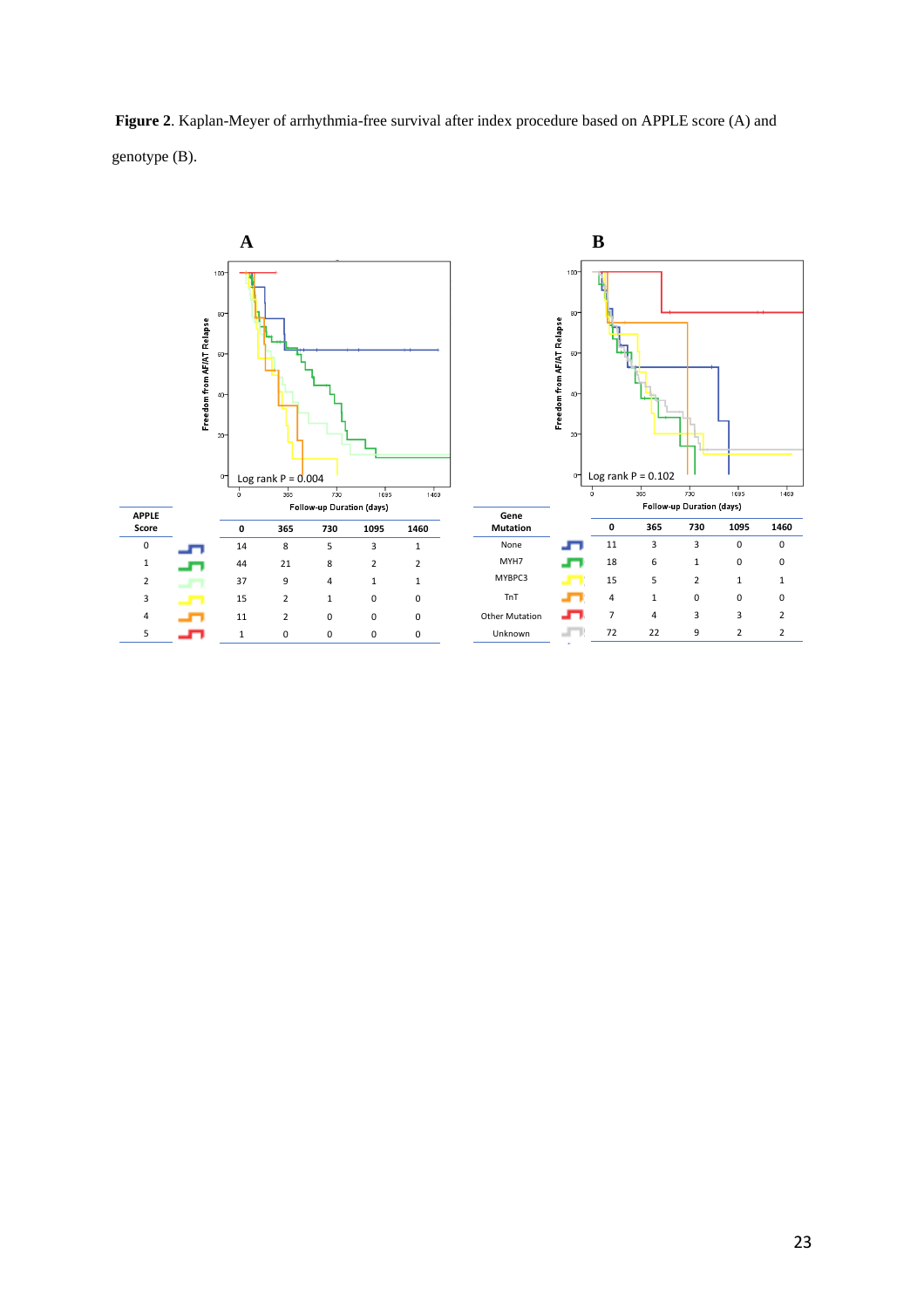**Figure 2**. Kaplan-Meyer of arrhythmia-free survival after index procedure based on APPLE score (A) and genotype (B).

**A**

Log rank P = 0.004

| APPLE Score | 0 | 365 | 730 | 1095 | 1460 |
|---|---|---|---|---|---|
| 0 | 14 | 8 | 5 | 3 | 1 |
| 1 | 44 | 21 | 8 | 2 | 2 |
| 2 | 37 | 9 | 4 | 1 | 1 |
| 3 | 15 | 2 | 1 | 0 | 0 |
| 4 | 11 | 2 | 0 | 0 | 0 |
| 5 | 1 | 0 | 0 | 0 | 0 |

**B**

Log rank P = 0.102

| Gene Mutation | 0 | 365 | 730 | 1095 | 1460 |
|---|---|---|---|---|---|
| None | 11 | 3 | 3 | 0 | 0 |
| MYH7 | 18 | 6 | 1 | 0 | 0 |
| MYBPC3 | 15 | 5 | 2 | 1 | 1 |
| TnT | 4 | 1 | 0 | 0 | 0 |
| Other Mutation | 7 | 4 | 3 | 3 | 2 |
| Unknown | 72 | 22 | 9 | 2 | 2 |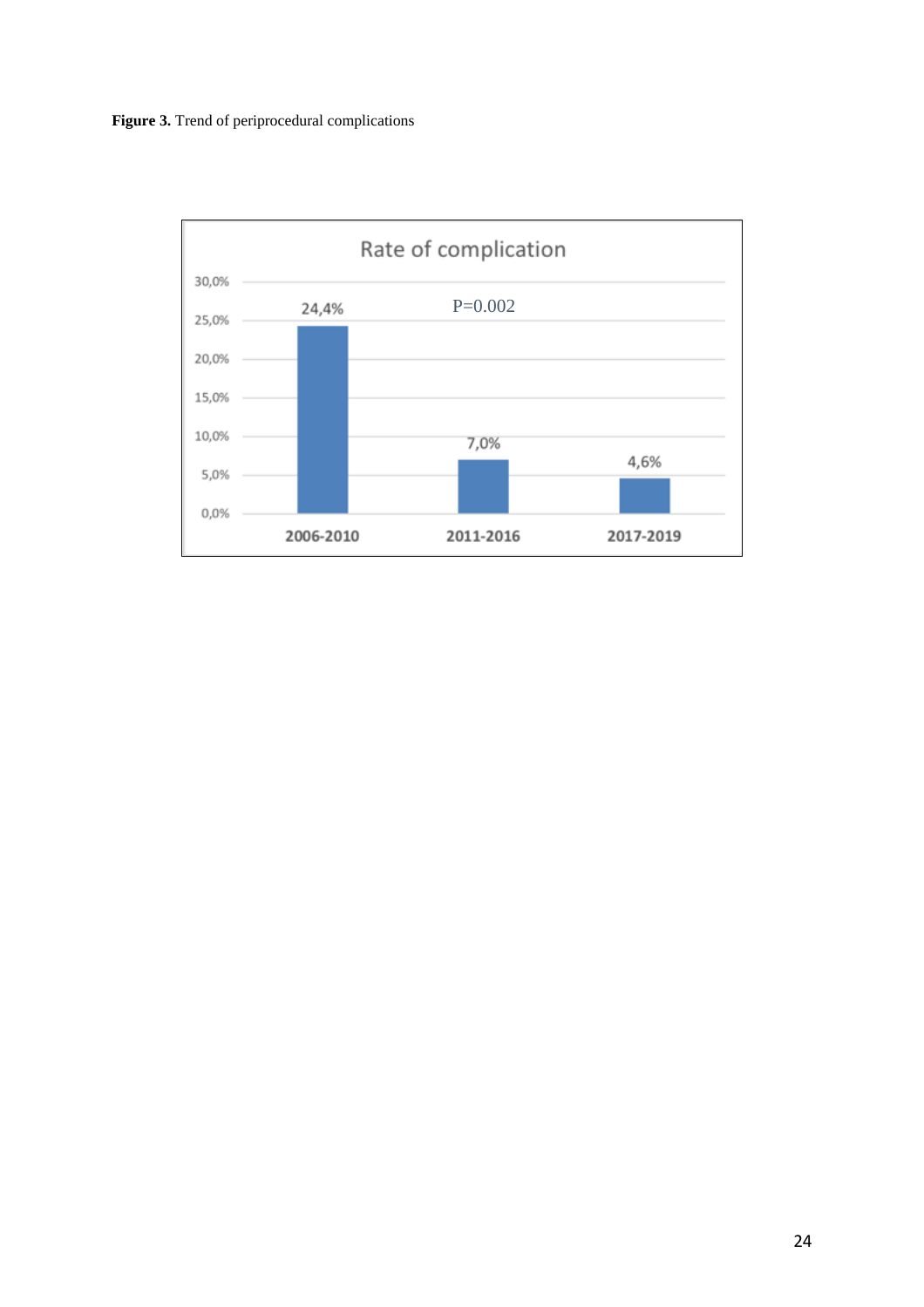**Figure 3.** Trend of periprocedural complications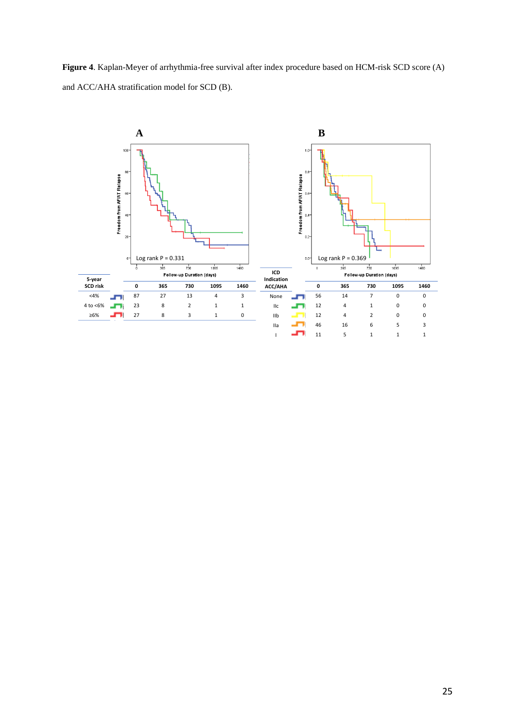**Figure 4**. Kaplan-Meyer of arrhythmia-free survival after index procedure based on HCM-risk SCD score (A) and ACC/AHA stratification model for SCD (B).

**A**

Log rank P = 0.331

| 5-year SCD risk | 0 | 365 | 730 | 1095 | 1460 |
|---|---|---|---|---|---|
| <4% | 87 | 27 | 13 | 4 | 3 |
| 4 to <6% | 23 | 8 | 2 | 1 | 1 |
| ≥6% | 27 | 8 | 3 | 1 | 0 |

**B**

Log rank P = 0.369

| ICD Indication ACC/AHA | 0 | 365 | 730 | 1095 | 1460 |
|---|---|---|---|---|---|
| None | 56 | 14 | 7 | 0 | 0 |
| IIc | 12 | 4 | 1 | 0 | 0 |
| IIb | 12 | 4 | 2 | 0 | 0 |
| IIa | 46 | 16 | 6 | 5 | 3 |
| I | 11 | 5 | 1 | 1 | 1 |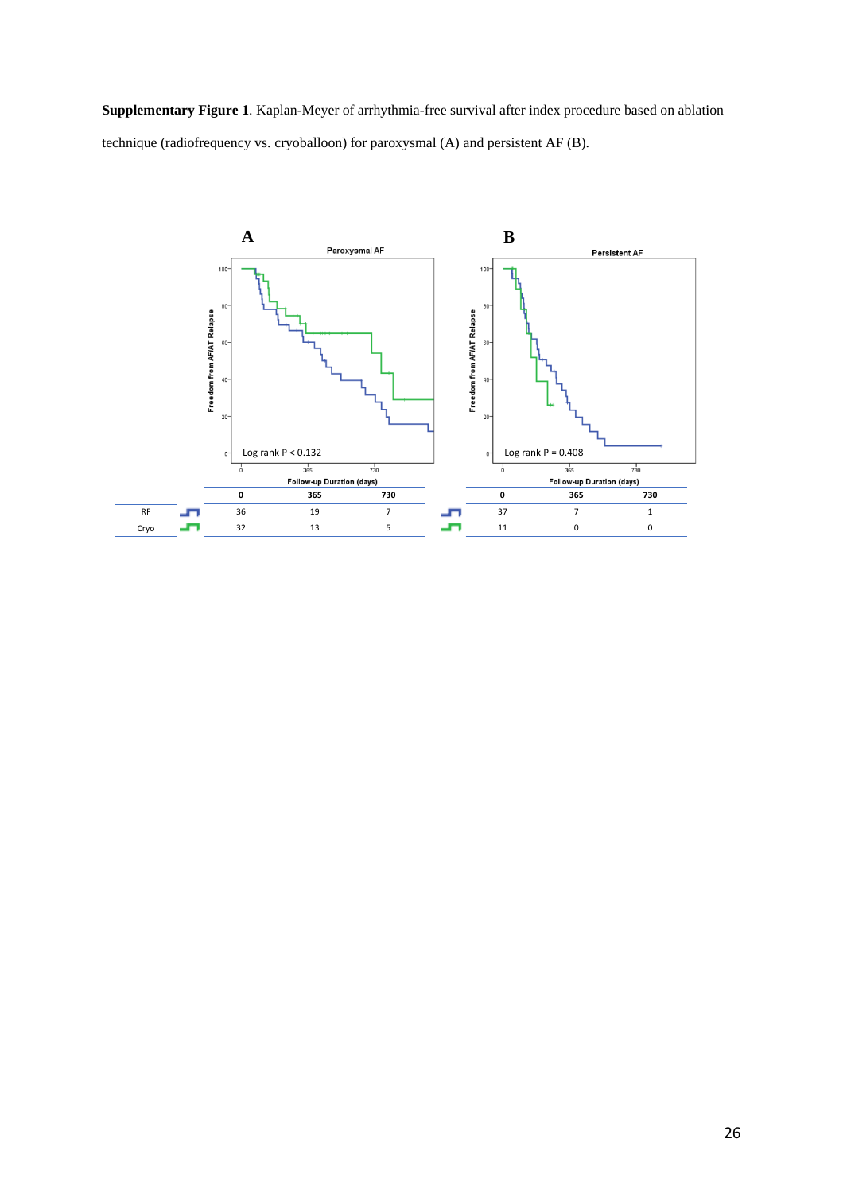**Supplementary Figure 1**. Kaplan-Meyer of arrhythmia-free survival after index procedure based on ablation technique (radiofrequency vs. cryoballoon) for paroxysmal (A) and persistent AF (B).

A

Paroxysmal AF

Freedom from AF/AT Relapse

100 80 60 40 20 0

Log rank P < 0.132

0 365 730

Follow-up Duration (days)

B

Persistent AF

Freedom from AF/AT Relapse

100 80 60 40 20 0

Log rank P = 0.408

0 365 730

Follow-up Duration (days)

| | | 0 | 365 | 730 | | 0 | 365 | 730 |
|---|---|---|---|---|---|---|---|---|
| RF | | 36 | 19 | 7 | | 37 | 7 | 1 |
| Cryo | | 32 | 13 | 5 | | 11 | 0 | 0 |